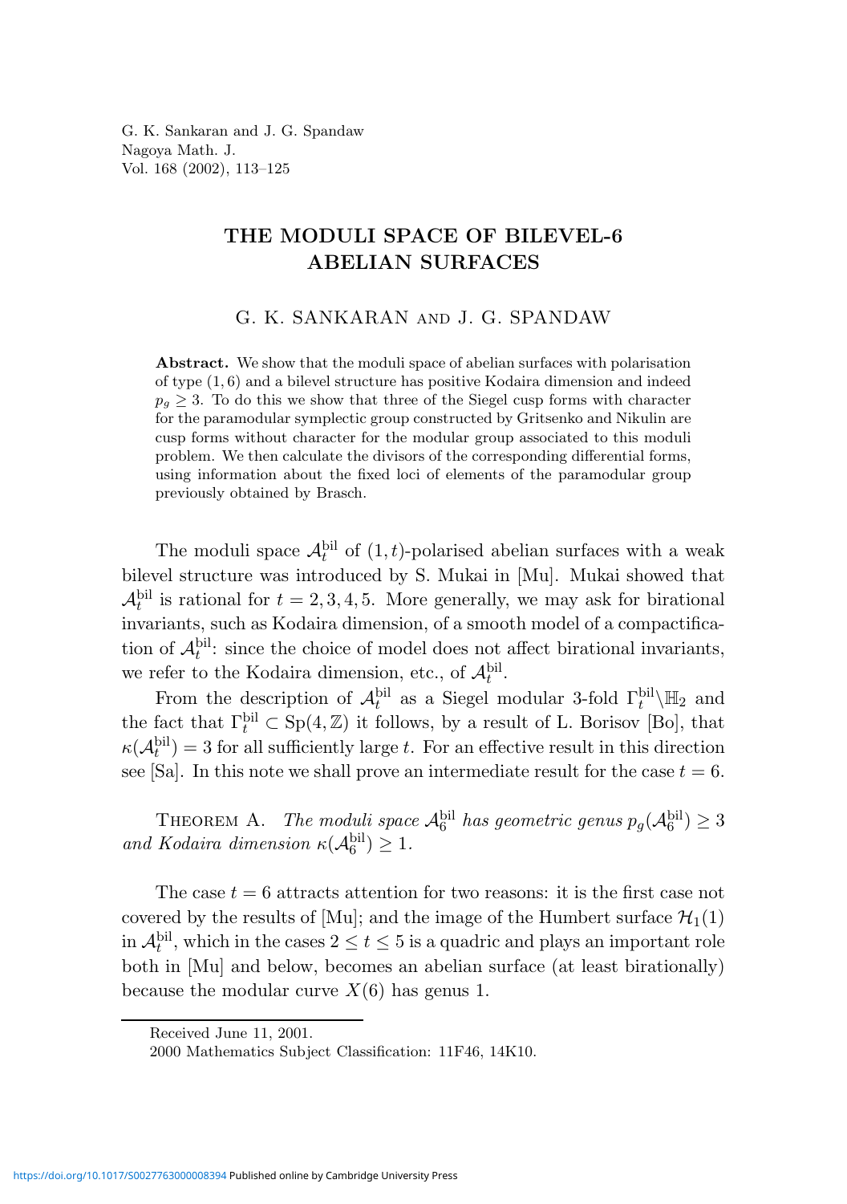G. K. Sankaran and J. G. Spandaw
Nagoya Math. J.
Vol. 168 (2002), 113–125

# THE MODULI SPACE OF BILEVEL-6 ABELIAN SURFACES

G. K. SANKARAN and J. G. SPANDAW

**Abstract.** We show that the moduli space of abelian surfaces with polarisation of type $(1, 6)$ and a bilevel structure has positive Kodaira dimension and indeed $p_g \geq 3$. To do this we show that three of the Siegel cusp forms with character for the paramodular symplectic group constructed by Gritsenko and Nikulin are cusp forms without character for the modular group associated to this moduli problem. We then calculate the divisors of the corresponding differential forms, using information about the fixed loci of elements of the paramodular group previously obtained by Brasch.

The moduli space $\mathcal{A}_t^{\mathrm{bil}}$ of $(1, t)$-polarised abelian surfaces with a weak bilevel structure was introduced by S. Mukai in [Mu]. Mukai showed that $\mathcal{A}_t^{\mathrm{bil}}$ is rational for $t = 2, 3, 4, 5$. More generally, we may ask for birational invariants, such as Kodaira dimension, of a smooth model of a compactification of $\mathcal{A}_t^{\mathrm{bil}}$: since the choice of model does not affect birational invariants, we refer to the Kodaira dimension, etc., of $\mathcal{A}_t^{\mathrm{bil}}$.

From the description of $\mathcal{A}_t^{\mathrm{bil}}$ as a Siegel modular 3-fold $\Gamma_t^{\mathrm{bil}}\backslash\mathbb{H}_2$ and the fact that $\Gamma_t^{\mathrm{bil}} \subset \mathrm{Sp}(4, \mathbb{Z})$ it follows, by a result of L. Borisov [Bo], that $\kappa(\mathcal{A}_t^{\mathrm{bil}}) = 3$ for all sufficiently large $t$. For an effective result in this direction see [Sa]. In this note we shall prove an intermediate result for the case $t = 6$.

Theorem A. *The moduli space $\mathcal{A}_6^{\mathrm{bil}}$ has geometric genus $p_g(\mathcal{A}_6^{\mathrm{bil}}) \geq 3$ and Kodaira dimension $\kappa(\mathcal{A}_6^{\mathrm{bil}}) \geq 1$.*

The case $t = 6$ attracts attention for two reasons: it is the first case not covered by the results of [Mu]; and the image of the Humbert surface $\mathcal{H}_1(1)$ in $\mathcal{A}_t^{\mathrm{bil}}$, which in the cases $2 \leq t \leq 5$ is a quadric and plays an important role both in [Mu] and below, becomes an abelian surface (at least birationally) because the modular curve $X(6)$ has genus 1.

Received June 11, 2001.
2000 Mathematics Subject Classification: 11F46, 14K10.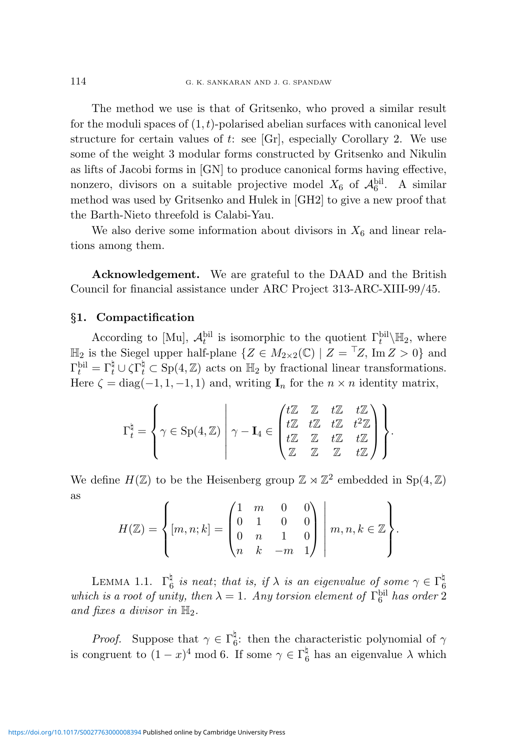The method we use is that of Gritsenko, who proved a similar result for the moduli spaces of $(1,t)$-polarised abelian surfaces with canonical level structure for certain values of $t$: see [Gr], especially Corollary 2. We use some of the weight 3 modular forms constructed by Gritsenko and Nikulin as lifts of Jacobi forms in [GN] to produce canonical forms having effective, nonzero, divisors on a suitable projective model $X_6$ of $\mathcal{A}_6^{\mathrm{bil}}$. A similar method was used by Gritsenko and Hulek in [GH2] to give a new proof that the Barth-Nieto threefold is Calabi-Yau.

We also derive some information about divisors in $X_6$ and linear relations among them.

**Acknowledgement.** We are grateful to the DAAD and the British Council for financial assistance under ARC Project 313-ARC-XIII-99/45.

## §1. Compactification

According to [Mu], $\mathcal{A}_t^{\mathrm{bil}}$ is isomorphic to the quotient $\Gamma_t^{\mathrm{bil}}\backslash\mathbb{H}_2$, where $\mathbb{H}_2$ is the Siegel upper half-plane $\{Z \in M_{2\times 2}(\mathbb{C}) \mid Z = {}^\top Z,\ \operatorname{Im} Z > 0\}$ and $\Gamma_t^{\mathrm{bil}} = \Gamma_t^\natural \cup \zeta\Gamma_t^\natural \subset \mathrm{Sp}(4,\mathbb{Z})$ acts on $\mathbb{H}_2$ by fractional linear transformations. Here $\zeta = \mathrm{diag}(-1,1,-1,1)$ and, writing $\mathbf{I}_n$ for the $n\times n$ identity matrix,

$$\Gamma_t^\natural = \left\{ \gamma \in \mathrm{Sp}(4,\mathbb{Z}) \;\middle|\; \gamma - \mathbf{I}_4 \in \begin{pmatrix} t\mathbb{Z} & \mathbb{Z} & t\mathbb{Z} & t\mathbb{Z} \\ t\mathbb{Z} & t\mathbb{Z} & t\mathbb{Z} & t^2\mathbb{Z} \\ t\mathbb{Z} & \mathbb{Z} & t\mathbb{Z} & t\mathbb{Z} \\ \mathbb{Z} & \mathbb{Z} & \mathbb{Z} & t\mathbb{Z} \end{pmatrix} \right\}.$$

We define $H(\mathbb{Z})$ to be the Heisenberg group $\mathbb{Z} \rtimes \mathbb{Z}^2$ embedded in $\mathrm{Sp}(4,\mathbb{Z})$ as

$$H(\mathbb{Z}) = \left\{ [m,n;k] = \begin{pmatrix} 1 & m & 0 & 0 \\ 0 & 1 & 0 & 0 \\ 0 & n & 1 & 0 \\ n & k & -m & 1 \end{pmatrix} \;\middle|\; m,n,k \in \mathbb{Z} \right\}.$$

Lemma 1.1. *$\Gamma_6^\natural$ is neat; that is, if $\lambda$ is an eigenvalue of some $\gamma \in \Gamma_6^\natural$ which is a root of unity, then $\lambda = 1$. Any torsion element of $\Gamma_6^{\mathrm{bil}}$ has order 2 and fixes a divisor in $\mathbb{H}_2$.*

*Proof.* Suppose that $\gamma \in \Gamma_6^\natural$: then the characteristic polynomial of $\gamma$ is congruent to $(1-x)^4 \bmod 6$. If some $\gamma \in \Gamma_6^\natural$ has an eigenvalue $\lambda$ which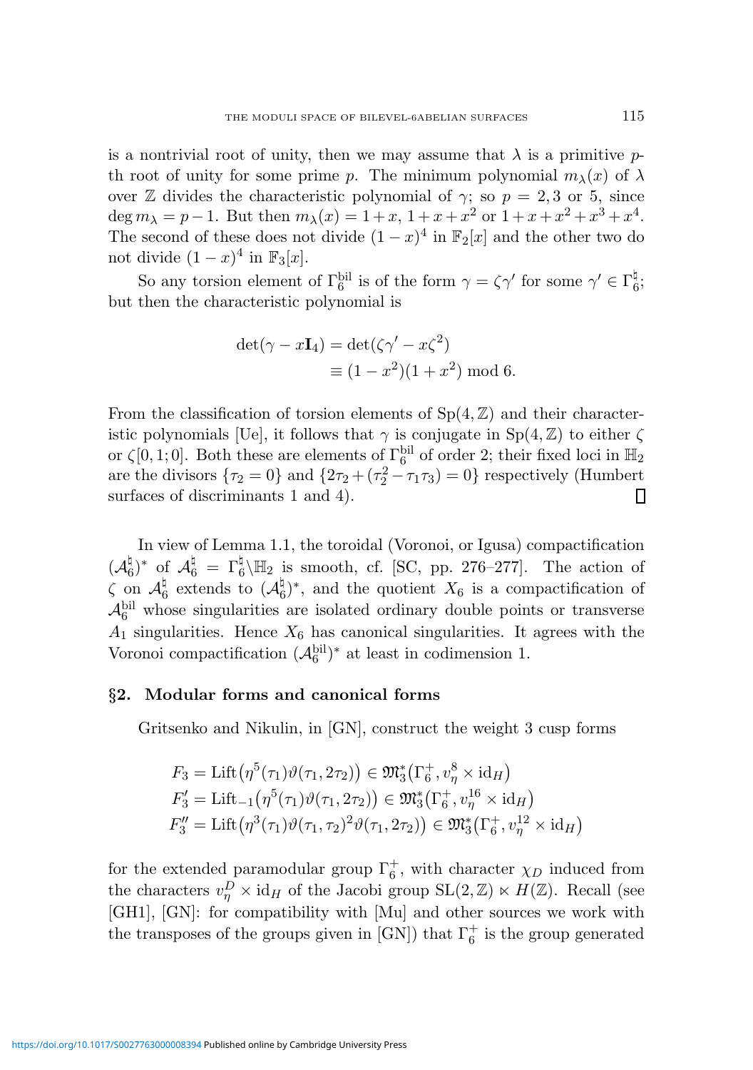is a nontrivial root of unity, then we may assume that $\lambda$ is a primitive $p$-th root of unity for some prime $p$. The minimum polynomial $m_\lambda(x)$ of $\lambda$ over $\mathbb{Z}$ divides the characteristic polynomial of $\gamma$; so $p = 2, 3$ or $5$, since $\deg m_\lambda = p - 1$. But then $m_\lambda(x) = 1 + x$, $1 + x + x^2$ or $1 + x + x^2 + x^3 + x^4$. The second of these does not divide $(1 - x)^4$ in $\mathbb{F}_2[x]$ and the other two do not divide $(1 - x)^4$ in $\mathbb{F}_3[x]$.

So any torsion element of $\Gamma_6^{\mathrm{bil}}$ is of the form $\gamma = \zeta\gamma'$ for some $\gamma' \in \Gamma_6^\natural$; but then the characteristic polynomial is

$$
\begin{aligned}
\det(\gamma - x\mathbf{I}_4) &= \det(\zeta\gamma' - x\zeta^2) \\
&\equiv (1 - x^2)(1 + x^2) \bmod 6.
\end{aligned}
$$

From the classification of torsion elements of $\mathrm{Sp}(4, \mathbb{Z})$ and their characteristic polynomials [Ue], it follows that $\gamma$ is conjugate in $\mathrm{Sp}(4, \mathbb{Z})$ to either $\zeta$ or $\zeta[0, 1; 0]$. Both these are elements of $\Gamma_6^{\mathrm{bil}}$ of order 2; their fixed loci in $\mathbb{H}_2$ are the divisors $\{\tau_2 = 0\}$ and $\{2\tau_2 + (\tau_2^2 - \tau_1\tau_3) = 0\}$ respectively (Humbert surfaces of discriminants 1 and 4). $\square$

In view of Lemma 1.1, the toroidal (Voronoi, or Igusa) compactification $(\mathcal{A}_6^\natural)^*$ of $\mathcal{A}_6^\natural = \Gamma_6^\natural \backslash \mathbb{H}_2$ is smooth, cf. [SC, pp. 276–277]. The action of $\zeta$ on $\mathcal{A}_6^\natural$ extends to $(\mathcal{A}_6^\natural)^*$, and the quotient $X_6$ is a compactification of $\mathcal{A}_6^{\mathrm{bil}}$ whose singularities are isolated ordinary double points or transverse $A_1$ singularities. Hence $X_6$ has canonical singularities. It agrees with the Voronoi compactification $(\mathcal{A}_6^{\mathrm{bil}})^*$ at least in codimension 1.

## §2. Modular forms and canonical forms

Gritsenko and Nikulin, in [GN], construct the weight 3 cusp forms

$$
\begin{aligned}
F_3 &= \mathrm{Lift}\big(\eta^5(\tau_1)\vartheta(\tau_1, 2\tau_2)\big) \in \mathfrak{M}_3^*\big(\Gamma_6^+, v_\eta^8 \times \mathrm{id}_H\big) \\
F_3' &= \mathrm{Lift}_{-1}\big(\eta^5(\tau_1)\vartheta(\tau_1, 2\tau_2)\big) \in \mathfrak{M}_3^*\big(\Gamma_6^+, v_\eta^{16} \times \mathrm{id}_H\big) \\
F_3'' &= \mathrm{Lift}\big(\eta^3(\tau_1)\vartheta(\tau_1, \tau_2)^2\vartheta(\tau_1, 2\tau_2)\big) \in \mathfrak{M}_3^*\big(\Gamma_6^+, v_\eta^{12} \times \mathrm{id}_H\big)
\end{aligned}
$$

for the extended paramodular group $\Gamma_6^+$, with character $\chi_D$ induced from the characters $v_\eta^D \times \mathrm{id}_H$ of the Jacobi group $\mathrm{SL}(2, \mathbb{Z}) \ltimes H(\mathbb{Z})$. Recall (see [GH1], [GN]: for compatibility with [Mu] and other sources we work with the transposes of the groups given in [GN]) that $\Gamma_6^+$ is the group generated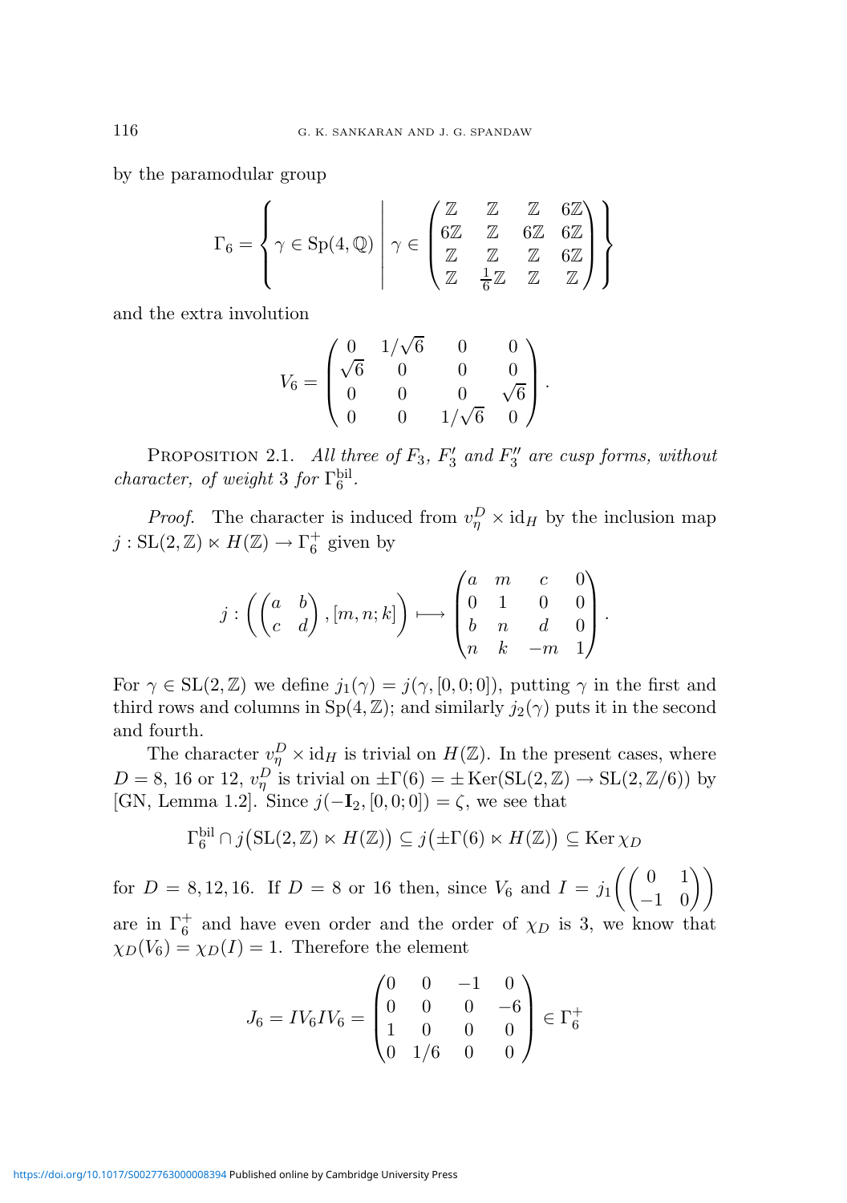by the paramodular group

$$\Gamma_6 = \left\{ \gamma \in \mathrm{Sp}(4,\mathbb{Q}) \;\middle|\; \gamma \in \begin{pmatrix} \mathbb{Z} & \mathbb{Z} & \mathbb{Z} & 6\mathbb{Z} \\ 6\mathbb{Z} & \mathbb{Z} & 6\mathbb{Z} & 6\mathbb{Z} \\ \mathbb{Z} & \mathbb{Z} & \mathbb{Z} & 6\mathbb{Z} \\ \mathbb{Z} & \frac{1}{6}\mathbb{Z} & \mathbb{Z} & \mathbb{Z} \end{pmatrix} \right\}$$

and the extra involution

$$V_6 = \begin{pmatrix} 0 & 1/\sqrt{6} & 0 & 0 \\ \sqrt{6} & 0 & 0 & 0 \\ 0 & 0 & 0 & \sqrt{6} \\ 0 & 0 & 1/\sqrt{6} & 0 \end{pmatrix}.$$

Proposition 2.1. *All three of $F_3$, $F_3'$ and $F_3''$ are cusp forms, without character, of weight 3 for $\Gamma_6^{\mathrm{bil}}$.*

*Proof.* The character is induced from $v_\eta^D \times \mathrm{id}_H$ by the inclusion map $j : \mathrm{SL}(2,\mathbb{Z}) \ltimes H(\mathbb{Z}) \to \Gamma_6^+$ given by

$$j : \left( \begin{pmatrix} a & b \\ c & d \end{pmatrix}, [m,n;k] \right) \longmapsto \begin{pmatrix} a & m & c & 0 \\ 0 & 1 & 0 & 0 \\ b & n & d & 0 \\ n & k & -m & 1 \end{pmatrix}.$$

For $\gamma \in \mathrm{SL}(2,\mathbb{Z})$ we define $j_1(\gamma) = j(\gamma, [0,0;0])$, putting $\gamma$ in the first and third rows and columns in $\mathrm{Sp}(4,\mathbb{Z})$; and similarly $j_2(\gamma)$ puts it in the second and fourth.

The character $v_\eta^D \times \mathrm{id}_H$ is trivial on $H(\mathbb{Z})$. In the present cases, where $D = 8$, 16 or 12, $v_\eta^D$ is trivial on $\pm\Gamma(6) = \pm\,\mathrm{Ker}(\mathrm{SL}(2,\mathbb{Z}) \to \mathrm{SL}(2,\mathbb{Z}/6))$ by [GN, Lemma 1.2]. Since $j(-\mathbf{I}_2, [0,0;0]) = \zeta$, we see that

$$\Gamma_6^{\mathrm{bil}} \cap j\big(\mathrm{SL}(2,\mathbb{Z}) \ltimes H(\mathbb{Z})\big) \subseteq j\big(\pm\Gamma(6) \ltimes H(\mathbb{Z})\big) \subseteq \mathrm{Ker}\,\chi_D$$

for $D = 8, 12, 16$. If $D = 8$ or 16 then, since $V_6$ and $I = j_1\left(\begin{pmatrix} 0 & 1 \\ -1 & 0 \end{pmatrix}\right)$ are in $\Gamma_6^+$ and have even order and the order of $\chi_D$ is 3, we know that $\chi_D(V_6) = \chi_D(I) = 1$. Therefore the element

$$J_6 = IV_6IV_6 = \begin{pmatrix} 0 & 0 & -1 & 0 \\ 0 & 0 & 0 & -6 \\ 1 & 0 & 0 & 0 \\ 0 & 1/6 & 0 & 0 \end{pmatrix} \in \Gamma_6^+$$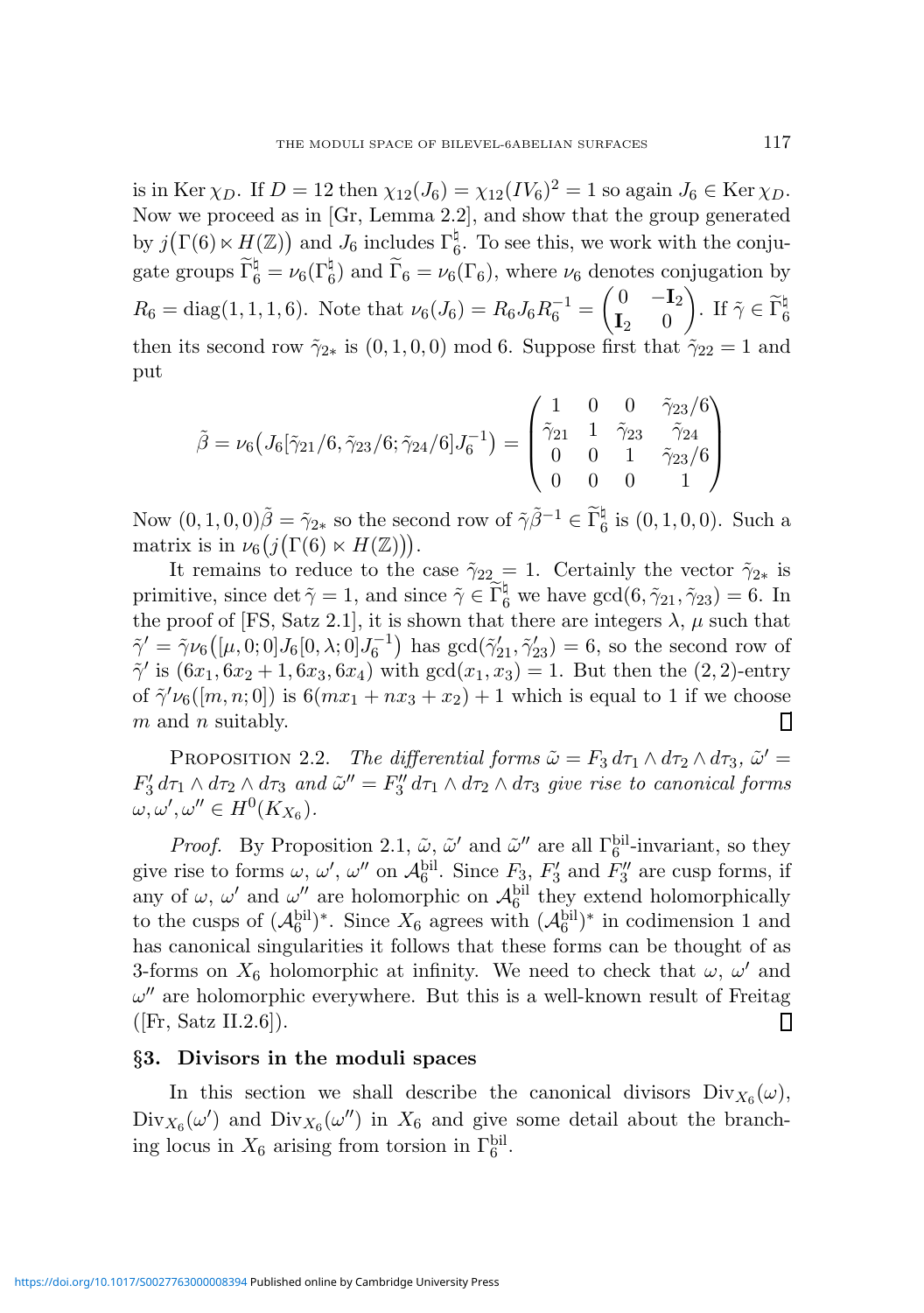is in $\operatorname{Ker}\chi_D$. If $D = 12$ then $\chi_{12}(J_6) = \chi_{12}(IV_6)^2 = 1$ so again $J_6 \in \operatorname{Ker}\chi_D$. Now we proceed as in [Gr, Lemma 2.2], and show that the group generated by $j\big(\Gamma(6) \ltimes H(\mathbb{Z})\big)$ and $J_6$ includes $\Gamma_6^\natural$. To see this, we work with the conjugate groups $\widetilde{\Gamma}_6^\natural = \nu_6(\Gamma_6^\natural)$ and $\widetilde{\Gamma}_6 = \nu_6(\Gamma_6)$, where $\nu_6$ denotes conjugation by $R_6 = \operatorname{diag}(1,1,1,6)$. Note that $\nu_6(J_6) = R_6 J_6 R_6^{-1} = \begin{pmatrix} 0 & -\mathbf{I}_2 \\ \mathbf{I}_2 & 0 \end{pmatrix}$. If $\tilde{\gamma} \in \widetilde{\Gamma}_6^\natural$ then its second row $\tilde{\gamma}_{2*}$ is $(0,1,0,0)$ mod 6. Suppose first that $\tilde{\gamma}_{22} = 1$ and put

$$\tilde{\beta} = \nu_6\big(J_6[\tilde{\gamma}_{21}/6, \tilde{\gamma}_{23}/6; \tilde{\gamma}_{24}/6]J_6^{-1}\big) = \begin{pmatrix} 1 & 0 & 0 & \tilde{\gamma}_{23}/6 \\ \tilde{\gamma}_{21} & 1 & \tilde{\gamma}_{23} & \tilde{\gamma}_{24} \\ 0 & 0 & 1 & \tilde{\gamma}_{23}/6 \\ 0 & 0 & 0 & 1 \end{pmatrix}$$

Now $(0,1,0,0)\tilde{\beta} = \tilde{\gamma}_{2*}$ so the second row of $\tilde{\gamma}\tilde{\beta}^{-1} \in \widetilde{\Gamma}_6^\natural$ is $(0,1,0,0)$. Such a matrix is in $\nu_6\big(j\big(\Gamma(6) \ltimes H(\mathbb{Z})\big)\big)$.

It remains to reduce to the case $\tilde{\gamma}_{22} = 1$. Certainly the vector $\tilde{\gamma}_{2*}$ is primitive, since $\det \tilde{\gamma} = 1$, and since $\tilde{\gamma} \in \widetilde{\Gamma}_6^\natural$ we have $\gcd(6, \tilde{\gamma}_{21}, \tilde{\gamma}_{23}) = 6$. In the proof of [FS, Satz 2.1], it is shown that there are integers $\lambda$, $\mu$ such that $\tilde{\gamma}' = \tilde{\gamma}\nu_6\big([\mu, 0; 0]J_6[0, \lambda; 0]J_6^{-1}\big)$ has $\gcd(\tilde{\gamma}'_{21}, \tilde{\gamma}'_{23}) = 6$, so the second row of $\tilde{\gamma}'$ is $(6x_1, 6x_2 + 1, 6x_3, 6x_4)$ with $\gcd(x_1, x_3) = 1$. But then the $(2,2)$-entry of $\tilde{\gamma}'\nu_6([m, n; 0])$ is $6(mx_1 + nx_3 + x_2) + 1$ which is equal to 1 if we choose $m$ and $n$ suitably. $\square$

Proposition 2.2. *The differential forms $\tilde{\omega} = F_3\, d\tau_1 \wedge d\tau_2 \wedge d\tau_3$, $\tilde{\omega}' = F_3'\, d\tau_1 \wedge d\tau_2 \wedge d\tau_3$ and $\tilde{\omega}'' = F_3''\, d\tau_1 \wedge d\tau_2 \wedge d\tau_3$ give rise to canonical forms $\omega, \omega', \omega'' \in H^0(K_{X_6})$.*

*Proof.* By Proposition 2.1, $\tilde{\omega}$, $\tilde{\omega}'$ and $\tilde{\omega}''$ are all $\Gamma_6^{\mathrm{bil}}$-invariant, so they give rise to forms $\omega$, $\omega'$, $\omega''$ on $\mathcal{A}_6^{\mathrm{bil}}$. Since $F_3$, $F_3'$ and $F_3''$ are cusp forms, if any of $\omega$, $\omega'$ and $\omega''$ are holomorphic on $\mathcal{A}_6^{\mathrm{bil}}$ they extend holomorphically to the cusps of $(\mathcal{A}_6^{\mathrm{bil}})^*$. Since $X_6$ agrees with $(\mathcal{A}_6^{\mathrm{bil}})^*$ in codimension 1 and has canonical singularities it follows that these forms can be thought of as 3-forms on $X_6$ holomorphic at infinity. We need to check that $\omega$, $\omega'$ and $\omega''$ are holomorphic everywhere. But this is a well-known result of Freitag ([Fr, Satz II.2.6]). $\square$

## §3. Divisors in the moduli spaces

In this section we shall describe the canonical divisors $\operatorname{Div}_{X_6}(\omega)$, $\operatorname{Div}_{X_6}(\omega')$ and $\operatorname{Div}_{X_6}(\omega'')$ in $X_6$ and give some detail about the branching locus in $X_6$ arising from torsion in $\Gamma_6^{\mathrm{bil}}$.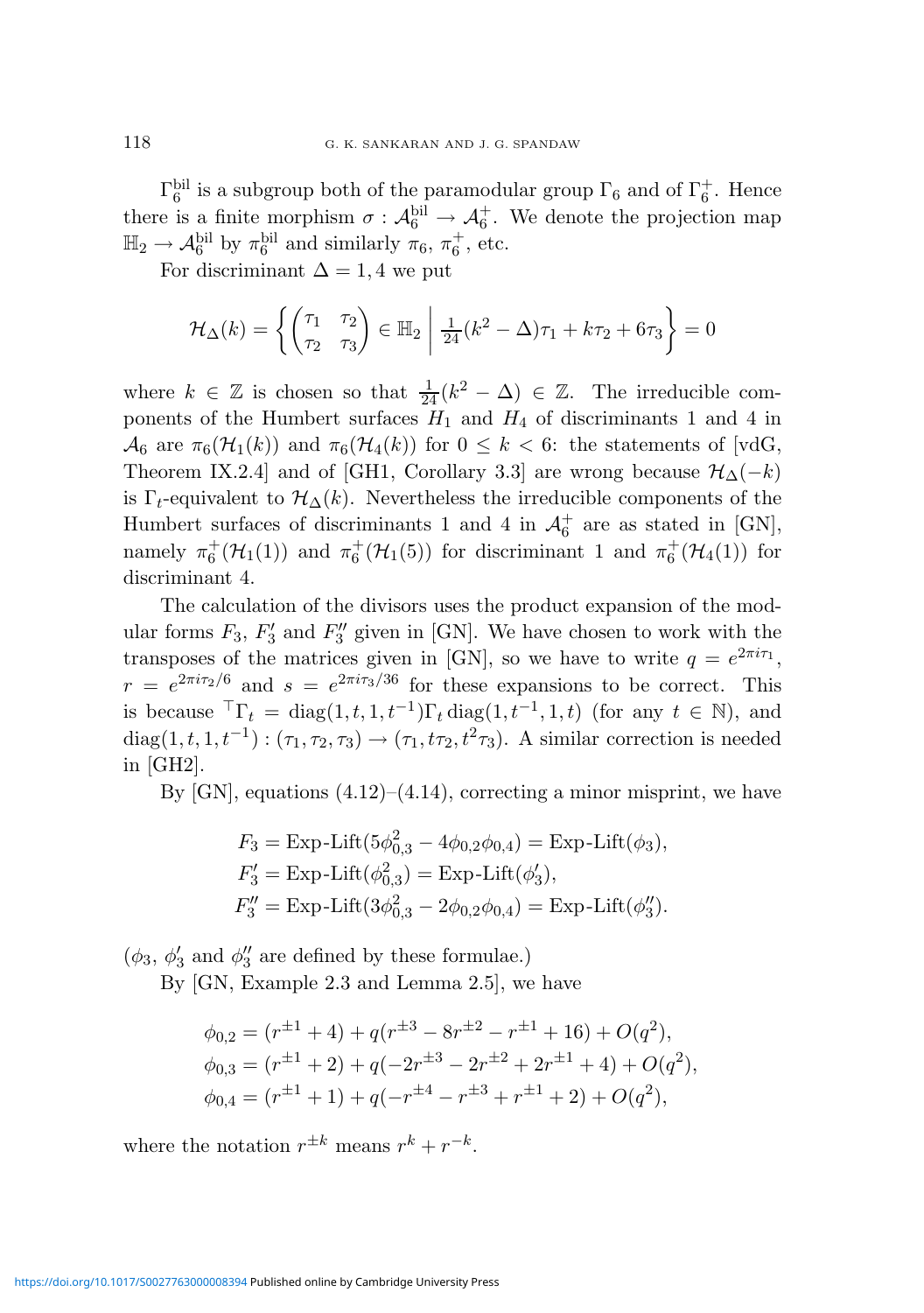$\Gamma_6^{\text{bil}}$ is a subgroup both of the paramodular group $\Gamma_6$ and of $\Gamma_6^+$. Hence there is a finite morphism $\sigma : \mathcal{A}_6^{\text{bil}} \to \mathcal{A}_6^+$. We denote the projection map $\mathbb{H}_2 \to \mathcal{A}_6^{\text{bil}}$ by $\pi_6^{\text{bil}}$ and similarly $\pi_6$, $\pi_6^+$, etc.

For discriminant $\Delta = 1, 4$ we put

$$\mathcal{H}_\Delta(k) = \left\{ \begin{pmatrix} \tau_1 & \tau_2 \\ \tau_2 & \tau_3 \end{pmatrix} \in \mathbb{H}_2 \;\middle|\; \tfrac{1}{24}(k^2 - \Delta)\tau_1 + k\tau_2 + 6\tau_3 \right\} = 0$$

where $k \in \mathbb{Z}$ is chosen so that $\frac{1}{24}(k^2 - \Delta) \in \mathbb{Z}$. The irreducible components of the Humbert surfaces $H_1$ and $H_4$ of discriminants 1 and 4 in $\mathcal{A}_6$ are $\pi_6(\mathcal{H}_1(k))$ and $\pi_6(\mathcal{H}_4(k))$ for $0 \leq k < 6$: the statements of [vdG, Theorem IX.2.4] and of [GH1, Corollary 3.3] are wrong because $\mathcal{H}_\Delta(-k)$ is $\Gamma_t$-equivalent to $\mathcal{H}_\Delta(k)$. Nevertheless the irreducible components of the Humbert surfaces of discriminants 1 and 4 in $\mathcal{A}_6^+$ are as stated in [GN], namely $\pi_6^+(\mathcal{H}_1(1))$ and $\pi_6^+(\mathcal{H}_1(5))$ for discriminant 1 and $\pi_6^+(\mathcal{H}_4(1))$ for discriminant 4.

The calculation of the divisors uses the product expansion of the modular forms $F_3$, $F_3'$ and $F_3''$ given in [GN]. We have chosen to work with the transposes of the matrices given in [GN], so we have to write $q = e^{2\pi i \tau_1}$, $r = e^{2\pi i \tau_2/6}$ and $s = e^{2\pi i \tau_3/36}$ for these expansions to be correct. This is because ${}^\top\Gamma_t = \operatorname{diag}(1, t, 1, t^{-1})\Gamma_t \operatorname{diag}(1, t^{-1}, 1, t)$ (for any $t \in \mathbb{N}$), and $\operatorname{diag}(1, t, 1, t^{-1}) : (\tau_1, \tau_2, \tau_3) \to (\tau_1, t\tau_2, t^2\tau_3)$. A similar correction is needed in [GH2].

By [GN], equations (4.12)–(4.14), correcting a minor misprint, we have

$$\begin{aligned}
F_3 &= \text{Exp-Lift}(5\phi_{0,3}^2 - 4\phi_{0,2}\phi_{0,4}) = \text{Exp-Lift}(\phi_3), \\
F_3' &= \text{Exp-Lift}(\phi_{0,3}^2) = \text{Exp-Lift}(\phi_3'), \\
F_3'' &= \text{Exp-Lift}(3\phi_{0,3}^2 - 2\phi_{0,2}\phi_{0,4}) = \text{Exp-Lift}(\phi_3'').
\end{aligned}$$

($\phi_3$, $\phi_3'$ and $\phi_3''$ are defined by these formulae.)

By [GN, Example 2.3 and Lemma 2.5], we have

$$\begin{aligned}
\phi_{0,2} &= (r^{\pm 1} + 4) + q(r^{\pm 3} - 8r^{\pm 2} - r^{\pm 1} + 16) + O(q^2), \\
\phi_{0,3} &= (r^{\pm 1} + 2) + q(-2r^{\pm 3} - 2r^{\pm 2} + 2r^{\pm 1} + 4) + O(q^2), \\
\phi_{0,4} &= (r^{\pm 1} + 1) + q(-r^{\pm 4} - r^{\pm 3} + r^{\pm 1} + 2) + O(q^2),
\end{aligned}$$

where the notation $r^{\pm k}$ means $r^k + r^{-k}$.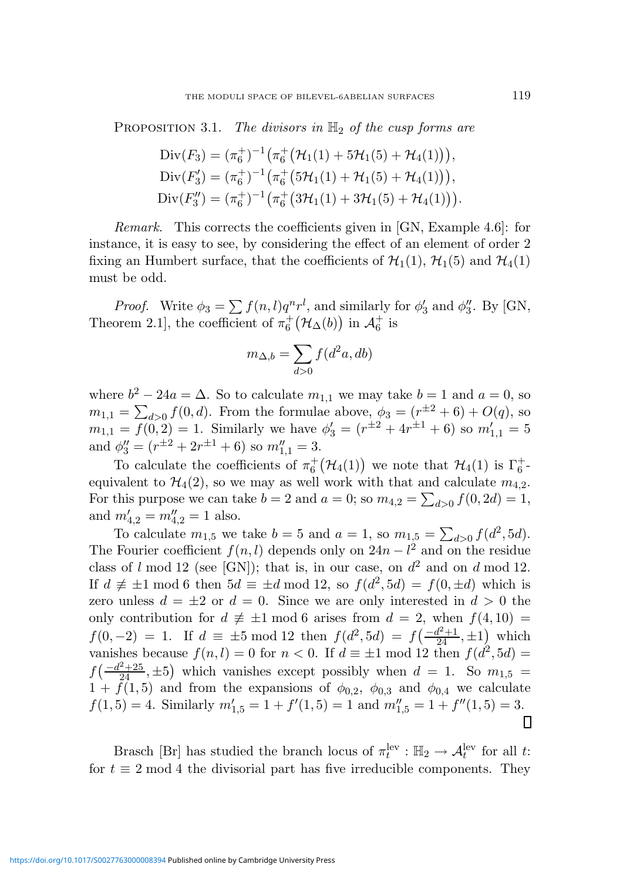Proposition 3.1. *The divisors in* $\mathbb{H}_2$ *of the cusp forms are*

$$\begin{aligned}
\operatorname{Div}(F_3) &= (\pi_6^+)^{-1}\big(\pi_6^+\big(\mathcal{H}_1(1) + 5\mathcal{H}_1(5) + \mathcal{H}_4(1)\big)\big),\\
\operatorname{Div}(F_3') &= (\pi_6^+)^{-1}\big(\pi_6^+\big(5\mathcal{H}_1(1) + \mathcal{H}_1(5) + \mathcal{H}_4(1)\big)\big),\\
\operatorname{Div}(F_3'') &= (\pi_6^+)^{-1}\big(\pi_6^+\big(3\mathcal{H}_1(1) + 3\mathcal{H}_1(5) + \mathcal{H}_4(1)\big)\big).
\end{aligned}$$

*Remark.* This corrects the coefficients given in [GN, Example 4.6]: for instance, it is easy to see, by considering the effect of an element of order 2 fixing an Humbert surface, that the coefficients of $\mathcal{H}_1(1)$, $\mathcal{H}_1(5)$ and $\mathcal{H}_4(1)$ must be odd.

*Proof.* Write $\phi_3 = \sum f(n,l)q^n r^l$, and similarly for $\phi_3'$ and $\phi_3''$. By [GN, Theorem 2.1], the coefficient of $\pi_6^+\big(\mathcal{H}_\Delta(b)\big)$ in $\mathcal{A}_6^+$ is

$$m_{\Delta,b} = \sum_{d>0} f(d^2 a, db)$$

where $b^2 - 24a = \Delta$. So to calculate $m_{1,1}$ we may take $b = 1$ and $a = 0$, so $m_{1,1} = \sum_{d>0} f(0,d)$. From the formulae above, $\phi_3 = (r^{\pm 2} + 6) + O(q)$, so $m_{1,1} = f(0,2) = 1$. Similarly we have $\phi_3' = (r^{\pm 2} + 4r^{\pm 1} + 6)$ so $m_{1,1}' = 5$ and $\phi_3'' = (r^{\pm 2} + 2r^{\pm 1} + 6)$ so $m_{1,1}'' = 3$.

To calculate the coefficients of $\pi_6^+\big(\mathcal{H}_4(1)\big)$ we note that $\mathcal{H}_4(1)$ is $\Gamma_6^+$-equivalent to $\mathcal{H}_4(2)$, so we may as well work with that and calculate $m_{4,2}$. For this purpose we can take $b = 2$ and $a = 0$; so $m_{4,2} = \sum_{d>0} f(0,2d) = 1$, and $m_{4,2}' = m_{4,2}'' = 1$ also.

To calculate $m_{1,5}$ we take $b = 5$ and $a = 1$, so $m_{1,5} = \sum_{d>0} f(d^2, 5d)$. The Fourier coefficient $f(n,l)$ depends only on $24n - l^2$ and on the residue class of $l$ mod 12 (see [GN]); that is, in our case, on $d^2$ and on $d$ mod 12. If $d \not\equiv \pm 1 \bmod 6$ then $5d \equiv \pm d \bmod 12$, so $f(d^2, 5d) = f(0, \pm d)$ which is zero unless $d = \pm 2$ or $d = 0$. Since we are only interested in $d > 0$ the only contribution for $d \not\equiv \pm 1 \bmod 6$ arises from $d = 2$, when $f(4, 10) = f(0, -2) = 1$. If $d \equiv \pm 5 \bmod 12$ then $f(d^2, 5d) = f\big(\frac{-d^2+1}{24}, \pm 1\big)$ which vanishes because $f(n,l) = 0$ for $n < 0$. If $d \equiv \pm 1 \bmod 12$ then $f(d^2, 5d) = f\big(\frac{-d^2+25}{24}, \pm 5\big)$ which vanishes except possibly when $d = 1$. So $m_{1,5} = 1 + f(1,5)$ and from the expansions of $\phi_{0,2}$, $\phi_{0,3}$ and $\phi_{0,4}$ we calculate $f(1,5) = 4$. Similarly $m_{1,5}' = 1 + f'(1,5) = 1$ and $m_{1,5}'' = 1 + f''(1,5) = 3$. ∎

Brasch [Br] has studied the branch locus of $\pi_t^{\mathrm{lev}} : \mathbb{H}_2 \to \mathcal{A}_t^{\mathrm{lev}}$ for all $t$: for $t \equiv 2 \bmod 4$ the divisorial part has five irreducible components. They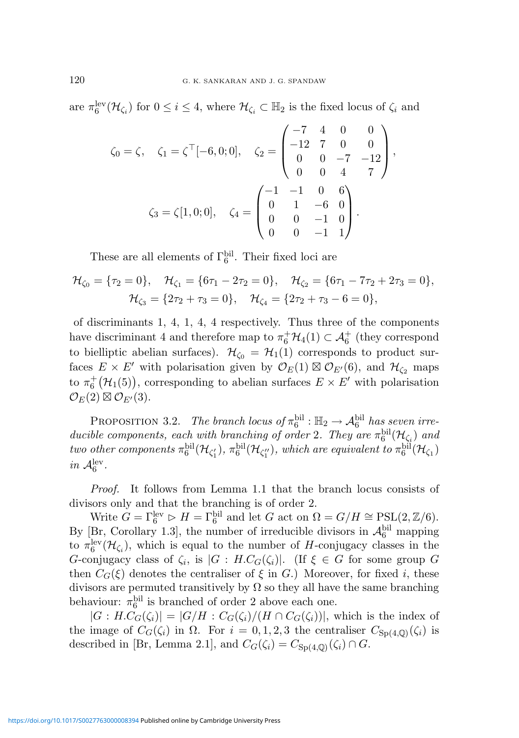are $\pi_6^{\mathrm{lev}}(\mathcal{H}_{\zeta_i})$ for $0 \le i \le 4$, where $\mathcal{H}_{\zeta_i} \subset \mathbb{H}_2$ is the fixed locus of $\zeta_i$ and

$$\zeta_0 = \zeta, \quad \zeta_1 = \zeta^\top[-6,0;0], \quad \zeta_2 = \begin{pmatrix} -7 & 4 & 0 & 0 \\ -12 & 7 & 0 & 0 \\ 0 & 0 & -7 & -12 \\ 0 & 0 & 4 & 7 \end{pmatrix},$$

$$\zeta_3 = \zeta[1,0;0], \quad \zeta_4 = \begin{pmatrix} -1 & -1 & 0 & 6 \\ 0 & 1 & -6 & 0 \\ 0 & 0 & -1 & 0 \\ 0 & 0 & -1 & 1 \end{pmatrix}.$$

These are all elements of $\Gamma_6^{\mathrm{bil}}$. Their fixed loci are

$$\mathcal{H}_{\zeta_0} = \{\tau_2 = 0\}, \quad \mathcal{H}_{\zeta_1} = \{6\tau_1 - 2\tau_2 = 0\}, \quad \mathcal{H}_{\zeta_2} = \{6\tau_1 - 7\tau_2 + 2\tau_3 = 0\},$$
$$\mathcal{H}_{\zeta_3} = \{2\tau_2 + \tau_3 = 0\}, \quad \mathcal{H}_{\zeta_4} = \{2\tau_2 + \tau_3 - 6 = 0\},$$

of discriminants 1, 4, 1, 4, 4 respectively. Thus three of the components have discriminant 4 and therefore map to $\pi_6^+\mathcal{H}_4(1) \subset \mathcal{A}_6^+$ (they correspond to bielliptic abelian surfaces). $\mathcal{H}_{\zeta_0} = \mathcal{H}_1(1)$ corresponds to product surfaces $E \times E'$ with polarisation given by $\mathcal{O}_E(1) \boxtimes \mathcal{O}_{E'}(6)$, and $\mathcal{H}_{\zeta_2}$ maps to $\pi_6^+\big(\mathcal{H}_1(5)\big)$, corresponding to abelian surfaces $E \times E'$ with polarisation $\mathcal{O}_E(2) \boxtimes \mathcal{O}_{E'}(3)$.

Proposition 3.2. *The branch locus of $\pi_6^{\mathrm{bil}} : \mathbb{H}_2 \to \mathcal{A}_6^{\mathrm{bil}}$ has seven irreducible components, each with branching of order 2. They are $\pi_6^{\mathrm{bil}}(\mathcal{H}_{\zeta_i})$ and two other components $\pi_6^{\mathrm{bil}}(\mathcal{H}_{\zeta_1'})$, $\pi_6^{\mathrm{bil}}(\mathcal{H}_{\zeta_1''})$, which are equivalent to $\pi_6^{\mathrm{bil}}(\mathcal{H}_{\zeta_1})$ in $\mathcal{A}_6^{\mathrm{lev}}$.*

*Proof.* It follows from Lemma 1.1 that the branch locus consists of divisors only and that the branching is of order 2.

Write $G = \Gamma_6^{\mathrm{lev}} \rhd H = \Gamma_6^{\mathrm{bil}}$ and let $G$ act on $\Omega = G/H \cong \mathrm{PSL}(2,\mathbb{Z}/6)$. By [Br, Corollary 1.3], the number of irreducible divisors in $\mathcal{A}_6^{\mathrm{bil}}$ mapping to $\pi_6^{\mathrm{lev}}(\mathcal{H}_{\zeta_i})$, which is equal to the number of $H$-conjugacy classes in the $G$-conjugacy class of $\zeta_i$, is $|G : H.C_G(\zeta_i)|$. (If $\xi \in G$ for some group $G$ then $C_G(\xi)$ denotes the centraliser of $\xi$ in $G$.) Moreover, for fixed $i$, these divisors are permuted transitively by $\Omega$ so they all have the same branching behaviour: $\pi_6^{\mathrm{bil}}$ is branched of order 2 above each one.

$|G : H.C_G(\zeta_i)| = |G/H : C_G(\zeta_i)/(H \cap C_G(\zeta_i))|$, which is the index of the image of $C_G(\zeta_i)$ in $\Omega$. For $i = 0,1,2,3$ the centraliser $C_{\mathrm{Sp}(4,\mathbb{Q})}(\zeta_i)$ is described in [Br, Lemma 2.1], and $C_G(\zeta_i) = C_{\mathrm{Sp}(4,\mathbb{Q})}(\zeta_i) \cap G$.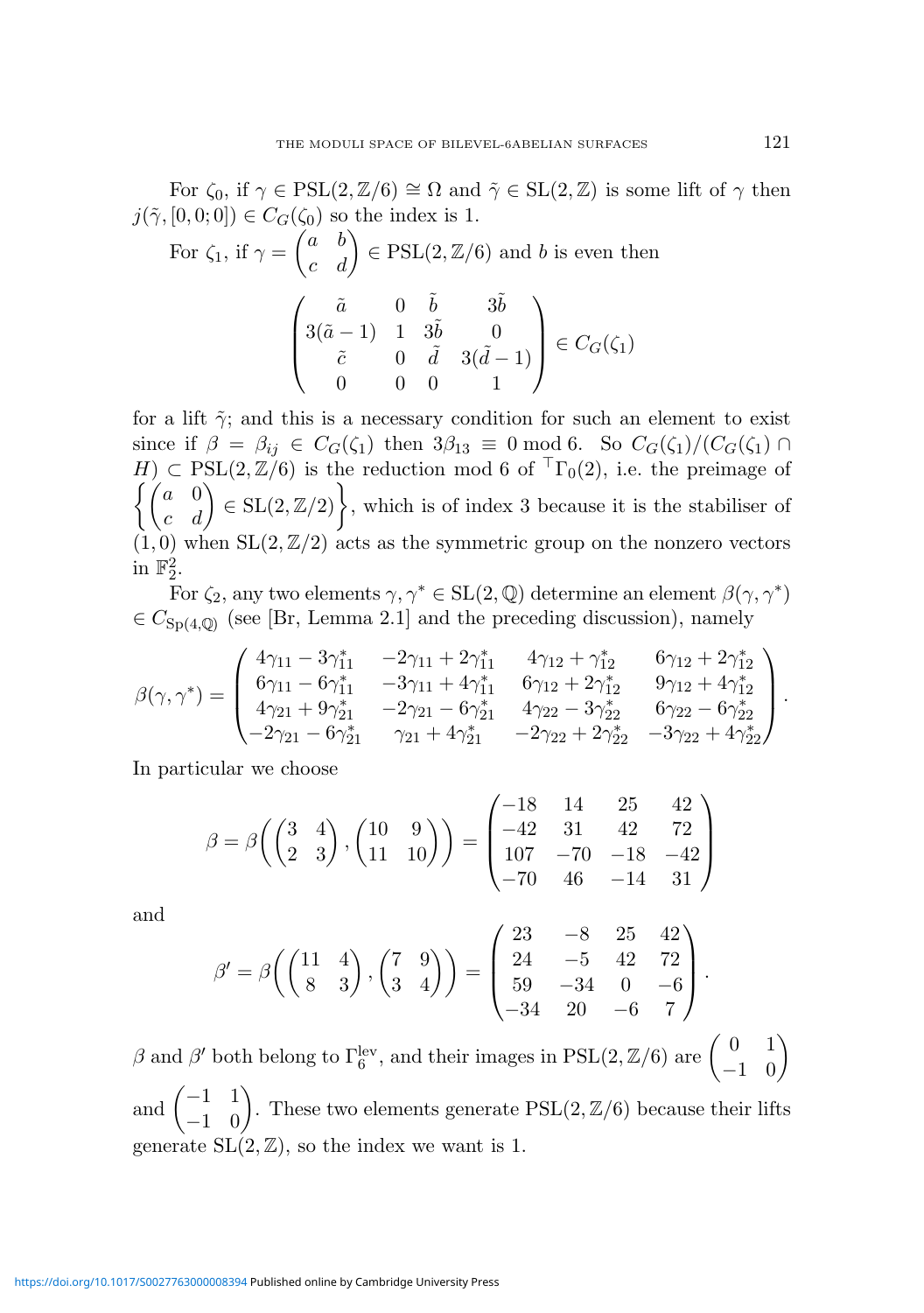For $\zeta_0$, if $\gamma \in \mathrm{PSL}(2,\mathbb{Z}/6) \cong \Omega$ and $\tilde{\gamma} \in \mathrm{SL}(2,\mathbb{Z})$ is some lift of $\gamma$ then $j(\tilde{\gamma},[0,0;0]) \in C_G(\zeta_0)$ so the index is 1.

For $\zeta_1$, if $\gamma = \begin{pmatrix} a & b \\ c & d \end{pmatrix} \in \mathrm{PSL}(2,\mathbb{Z}/6)$ and $b$ is even then

$$\begin{pmatrix} \tilde{a} & 0 & \tilde{b} & 3\tilde{b} \\ 3(\tilde{a}-1) & 1 & 3\tilde{b} & 0 \\ \tilde{c} & 0 & \tilde{d} & 3(\tilde{d}-1) \\ 0 & 0 & 0 & 1 \end{pmatrix} \in C_G(\zeta_1)$$

for a lift $\tilde{\gamma}$; and this is a necessary condition for such an element to exist since if $\beta = \beta_{ij} \in C_G(\zeta_1)$ then $3\beta_{13} \equiv 0 \bmod 6$. So $C_G(\zeta_1)/(C_G(\zeta_1) \cap H) \subset \mathrm{PSL}(2,\mathbb{Z}/6)$ is the reduction mod 6 of ${}^{\top}\Gamma_0(2)$, i.e. the preimage of $\left\{ \begin{pmatrix} a & 0 \\ c & d \end{pmatrix} \in \mathrm{SL}(2,\mathbb{Z}/2) \right\}$, which is of index 3 because it is the stabiliser of $(1,0)$ when $\mathrm{SL}(2,\mathbb{Z}/2)$ acts as the symmetric group on the nonzero vectors in $\mathbb{F}_2^2$.

For $\zeta_2$, any two elements $\gamma, \gamma^* \in \mathrm{SL}(2,\mathbb{Q})$ determine an element $\beta(\gamma,\gamma^*) \in C_{\mathrm{Sp}(4,\mathbb{Q})}$ (see [Br, Lemma 2.1] and the preceding discussion), namely

$$\beta(\gamma,\gamma^*) = \begin{pmatrix} 4\gamma_{11} - 3\gamma_{11}^* & -2\gamma_{11} + 2\gamma_{11}^* & 4\gamma_{12} + \gamma_{12}^* & 6\gamma_{12} + 2\gamma_{12}^* \\ 6\gamma_{11} - 6\gamma_{11}^* & -3\gamma_{11} + 4\gamma_{11}^* & 6\gamma_{12} + 2\gamma_{12}^* & 9\gamma_{12} + 4\gamma_{12}^* \\ 4\gamma_{21} + 9\gamma_{21}^* & -2\gamma_{21} - 6\gamma_{21}^* & 4\gamma_{22} - 3\gamma_{22}^* & 6\gamma_{22} - 6\gamma_{22}^* \\ -2\gamma_{21} - 6\gamma_{21}^* & \gamma_{21} + 4\gamma_{21}^* & -2\gamma_{22} + 2\gamma_{22}^* & -3\gamma_{22} + 4\gamma_{22}^* \end{pmatrix}.$$

In particular we choose

$$\beta = \beta\left( \begin{pmatrix} 3 & 4 \\ 2 & 3 \end{pmatrix}, \begin{pmatrix} 10 & 9 \\ 11 & 10 \end{pmatrix} \right) = \begin{pmatrix} -18 & 14 & 25 & 42 \\ -42 & 31 & 42 & 72 \\ 107 & -70 & -18 & -42 \\ -70 & 46 & -14 & 31 \end{pmatrix}$$

and

$$\beta' = \beta\left( \begin{pmatrix} 11 & 4 \\ 8 & 3 \end{pmatrix}, \begin{pmatrix} 7 & 9 \\ 3 & 4 \end{pmatrix} \right) = \begin{pmatrix} 23 & -8 & 25 & 42 \\ 24 & -5 & 42 & 72 \\ 59 & -34 & 0 & -6 \\ -34 & 20 & -6 & 7 \end{pmatrix}.$$

$\beta$ and $\beta'$ both belong to $\Gamma_6^{\mathrm{lev}}$, and their images in $\mathrm{PSL}(2,\mathbb{Z}/6)$ are $\begin{pmatrix} 0 & 1 \\ -1 & 0 \end{pmatrix}$ and $\begin{pmatrix} -1 & 1 \\ -1 & 0 \end{pmatrix}$. These two elements generate $\mathrm{PSL}(2,\mathbb{Z}/6)$ because their lifts generate $\mathrm{SL}(2,\mathbb{Z})$, so the index we want is 1.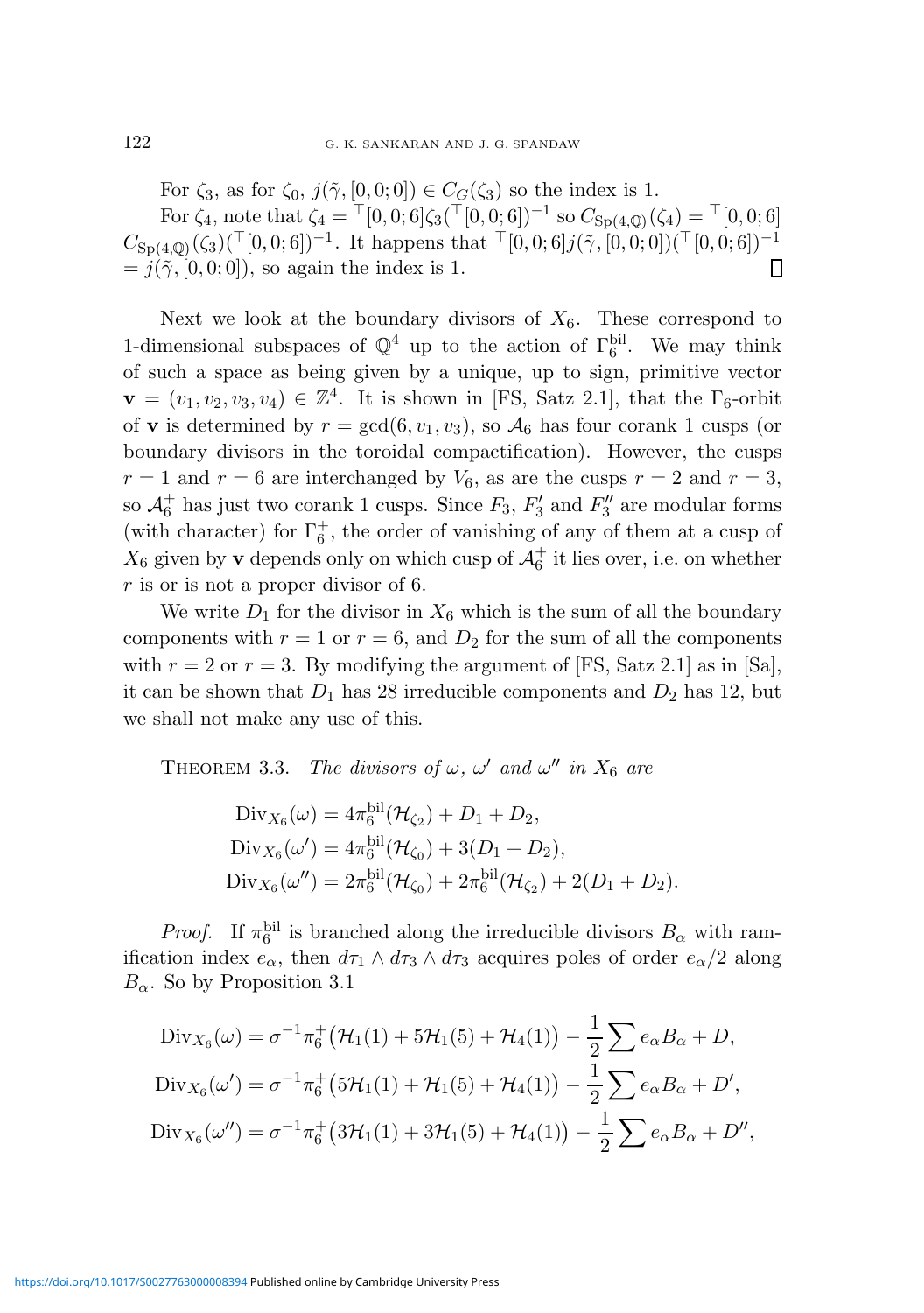For $\zeta_3$, as for $\zeta_0$, $j(\tilde{\gamma}, [0,0;0]) \in C_G(\zeta_3)$ so the index is 1.

For $\zeta_4$, note that $\zeta_4 = {}^{\top}[0,0;6]\zeta_3({}^{\top}[0,0;6])^{-1}$ so $C_{\mathrm{Sp}(4,\mathbb{Q})}(\zeta_4) = {}^{\top}[0,0;6]$ $C_{\mathrm{Sp}(4,\mathbb{Q})}(\zeta_3)({}^{\top}[0,0;6])^{-1}$. It happens that ${}^{\top}[0,0;6]j(\tilde{\gamma},[0,0;0])({}^{\top}[0,0;6])^{-1}$ $= j(\tilde{\gamma},[0,0;0])$, so again the index is 1. ∎

Next we look at the boundary divisors of $X_6$. These correspond to 1-dimensional subspaces of $\mathbb{Q}^4$ up to the action of $\Gamma_6^{\mathrm{bil}}$. We may think of such a space as being given by a unique, up to sign, primitive vector $\mathbf{v} = (v_1, v_2, v_3, v_4) \in \mathbb{Z}^4$. It is shown in [FS, Satz 2.1], that the $\Gamma_6$-orbit of $\mathbf{v}$ is determined by $r = \gcd(6, v_1, v_3)$, so $\mathcal{A}_6$ has four corank 1 cusps (or boundary divisors in the toroidal compactification). However, the cusps $r = 1$ and $r = 6$ are interchanged by $V_6$, as are the cusps $r = 2$ and $r = 3$, so $\mathcal{A}_6^+$ has just two corank 1 cusps. Since $F_3$, $F_3'$ and $F_3''$ are modular forms (with character) for $\Gamma_6^+$, the order of vanishing of any of them at a cusp of $X_6$ given by $\mathbf{v}$ depends only on which cusp of $\mathcal{A}_6^+$ it lies over, i.e. on whether $r$ is or is not a proper divisor of 6.

We write $D_1$ for the divisor in $X_6$ which is the sum of all the boundary components with $r = 1$ or $r = 6$, and $D_2$ for the sum of all the components with $r = 2$ or $r = 3$. By modifying the argument of [FS, Satz 2.1] as in [Sa], it can be shown that $D_1$ has 28 irreducible components and $D_2$ has 12, but we shall not make any use of this.

**Theorem 3.3.** *The divisors of $\omega$, $\omega'$ and $\omega''$ in $X_6$ are*

$$\begin{aligned}
\mathrm{Div}_{X_6}(\omega) &= 4\pi_6^{\mathrm{bil}}(\mathcal{H}_{\zeta_2}) + D_1 + D_2,\\
\mathrm{Div}_{X_6}(\omega') &= 4\pi_6^{\mathrm{bil}}(\mathcal{H}_{\zeta_0}) + 3(D_1 + D_2),\\
\mathrm{Div}_{X_6}(\omega'') &= 2\pi_6^{\mathrm{bil}}(\mathcal{H}_{\zeta_0}) + 2\pi_6^{\mathrm{bil}}(\mathcal{H}_{\zeta_2}) + 2(D_1 + D_2).
\end{aligned}$$

*Proof.* If $\pi_6^{\mathrm{bil}}$ is branched along the irreducible divisors $B_\alpha$ with ramification index $e_\alpha$, then $d\tau_1 \wedge d\tau_3 \wedge d\tau_3$ acquires poles of order $e_\alpha/2$ along $B_\alpha$. So by Proposition 3.1

$$\begin{aligned}
\mathrm{Div}_{X_6}(\omega) &= \sigma^{-1}\pi_6^+\big(\mathcal{H}_1(1) + 5\mathcal{H}_1(5) + \mathcal{H}_4(1)\big) - \frac{1}{2}\sum e_\alpha B_\alpha + D,\\
\mathrm{Div}_{X_6}(\omega') &= \sigma^{-1}\pi_6^+\big(5\mathcal{H}_1(1) + \mathcal{H}_1(5) + \mathcal{H}_4(1)\big) - \frac{1}{2}\sum e_\alpha B_\alpha + D',\\
\mathrm{Div}_{X_6}(\omega'') &= \sigma^{-1}\pi_6^+\big(3\mathcal{H}_1(1) + 3\mathcal{H}_1(5) + \mathcal{H}_4(1)\big) - \frac{1}{2}\sum e_\alpha B_\alpha + D'',
\end{aligned}$$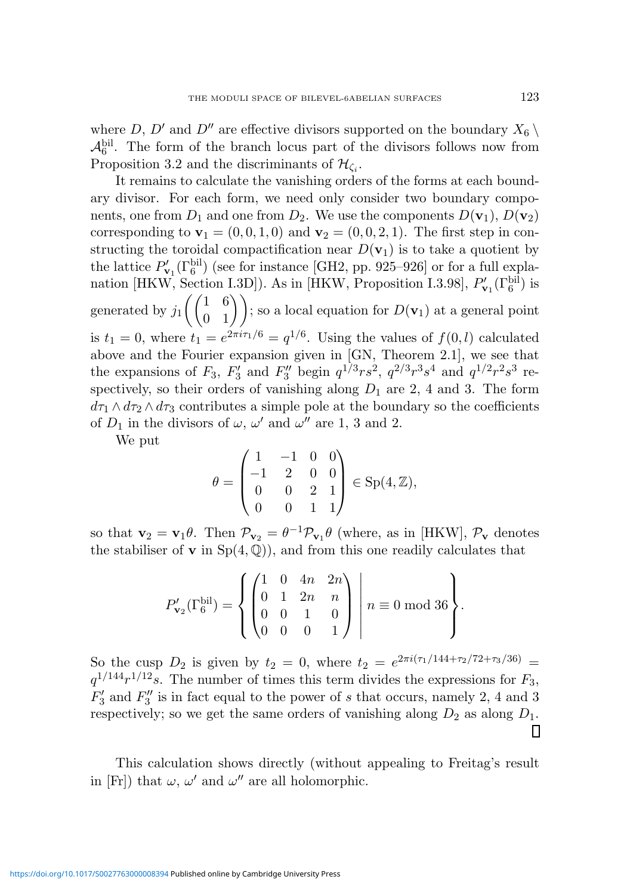where $D$, $D'$ and $D''$ are effective divisors supported on the boundary $X_6 \setminus \mathcal{A}_6^{\mathrm{bil}}$. The form of the branch locus part of the divisors follows now from Proposition 3.2 and the discriminants of $\mathcal{H}_{\zeta_i}$.

It remains to calculate the vanishing orders of the forms at each boundary divisor. For each form, we need only consider two boundary components, one from $D_1$ and one from $D_2$. We use the components $D(\mathbf{v}_1)$, $D(\mathbf{v}_2)$ corresponding to $\mathbf{v}_1 = (0, 0, 1, 0)$ and $\mathbf{v}_2 = (0, 0, 2, 1)$. The first step in constructing the toroidal compactification near $D(\mathbf{v}_1)$ is to take a quotient by the lattice $P'_{\mathbf{v}_1}(\Gamma_6^{\mathrm{bil}})$ (see for instance [GH2, pp. 925–926] or for a full explanation [HKW, Section I.3D]). As in [HKW, Proposition I.3.98], $P'_{\mathbf{v}_1}(\Gamma_6^{\mathrm{bil}})$ is generated by $j_1\left(\begin{pmatrix} 1 & 6 \\ 0 & 1 \end{pmatrix}\right)$; so a local equation for $D(\mathbf{v}_1)$ at a general point is $t_1 = 0$, where $t_1 = e^{2\pi i \tau_1/6} = q^{1/6}$. Using the values of $f(0, l)$ calculated above and the Fourier expansion given in [GN, Theorem 2.1], we see that the expansions of $F_3$, $F_3'$ and $F_3''$ begin $q^{1/3}rs^2$, $q^{2/3}r^3s^4$ and $q^{1/2}r^2s^3$ respectively, so their orders of vanishing along $D_1$ are 2, 4 and 3. The form $d\tau_1 \wedge d\tau_2 \wedge d\tau_3$ contributes a simple pole at the boundary so the coefficients of $D_1$ in the divisors of $\omega$, $\omega'$ and $\omega''$ are 1, 3 and 2.

We put

$$\theta = \begin{pmatrix} 1 & -1 & 0 & 0 \\ -1 & 2 & 0 & 0 \\ 0 & 0 & 2 & 1 \\ 0 & 0 & 1 & 1 \end{pmatrix} \in \mathrm{Sp}(4, \mathbb{Z}),$$

so that $\mathbf{v}_2 = \mathbf{v}_1\theta$. Then $\mathcal{P}_{\mathbf{v}_2} = \theta^{-1}\mathcal{P}_{\mathbf{v}_1}\theta$ (where, as in [HKW], $\mathcal{P}_{\mathbf{v}}$ denotes the stabiliser of $\mathbf{v}$ in $\mathrm{Sp}(4, \mathbb{Q})$), and from this one readily calculates that

$$P'_{\mathbf{v}_2}(\Gamma_6^{\mathrm{bil}}) = \left\{ \begin{pmatrix} 1 & 0 & 4n & 2n \\ 0 & 1 & 2n & n \\ 0 & 0 & 1 & 0 \\ 0 & 0 & 0 & 1 \end{pmatrix} \;\middle|\; n \equiv 0 \bmod 36 \right\}.$$

So the cusp $D_2$ is given by $t_2 = 0$, where $t_2 = e^{2\pi i(\tau_1/144 + \tau_2/72 + \tau_3/36)} = q^{1/144}r^{1/12}s$. The number of times this term divides the expressions for $F_3$, $F_3'$ and $F_3''$ is in fact equal to the power of $s$ that occurs, namely 2, 4 and 3 respectively; so we get the same orders of vanishing along $D_2$ as along $D_1$. $\square$

This calculation shows directly (without appealing to Freitag's result in [Fr]) that $\omega$, $\omega'$ and $\omega''$ are all holomorphic.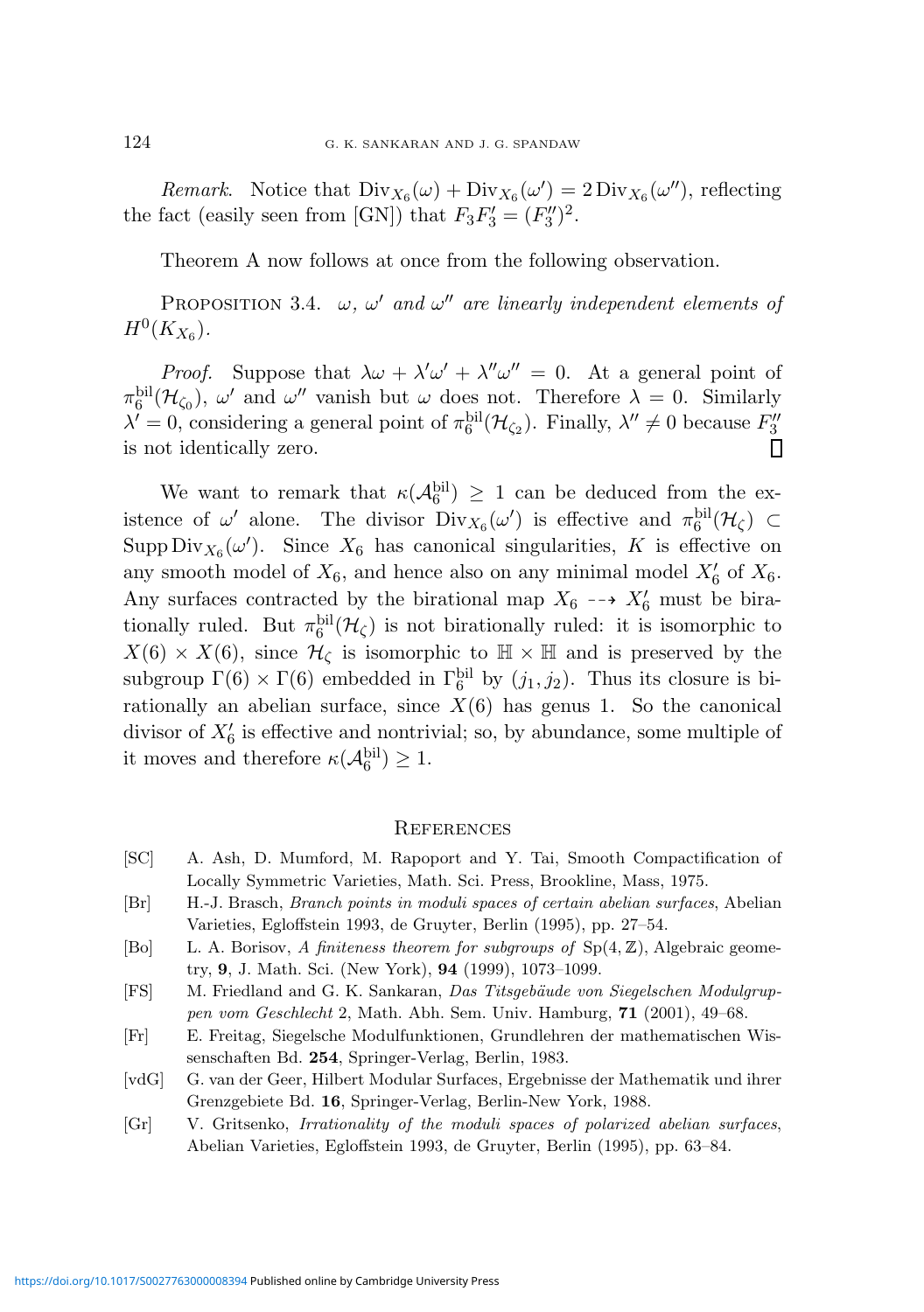*Remark.* Notice that $\mathrm{Div}_{X_6}(\omega) + \mathrm{Div}_{X_6}(\omega') = 2\,\mathrm{Div}_{X_6}(\omega'')$, reflecting the fact (easily seen from [GN]) that $F_3 F_3' = (F_3'')^2$.

Theorem A now follows at once from the following observation.

PROPOSITION 3.4. *$\omega$, $\omega'$ and $\omega''$ are linearly independent elements of $H^0(K_{X_6})$.*

*Proof.* Suppose that $\lambda\omega + \lambda'\omega' + \lambda''\omega'' = 0$. At a general point of $\pi_6^{\mathrm{bil}}(\mathcal{H}_{\zeta_0})$, $\omega'$ and $\omega''$ vanish but $\omega$ does not. Therefore $\lambda = 0$. Similarly $\lambda' = 0$, considering a general point of $\pi_6^{\mathrm{bil}}(\mathcal{H}_{\zeta_2})$. Finally, $\lambda'' \neq 0$ because $F_3''$ is not identically zero. ∎

We want to remark that $\kappa(\mathcal{A}_6^{\mathrm{bil}}) \geq 1$ can be deduced from the existence of $\omega'$ alone. The divisor $\mathrm{Div}_{X_6}(\omega')$ is effective and $\pi_6^{\mathrm{bil}}(\mathcal{H}_\zeta) \subset \mathrm{Supp}\,\mathrm{Div}_{X_6}(\omega')$. Since $X_6$ has canonical singularities, $K$ is effective on any smooth model of $X_6$, and hence also on any minimal model $X_6'$ of $X_6$. Any surfaces contracted by the birational map $X_6 \dashrightarrow X_6'$ must be birationally ruled. But $\pi_6^{\mathrm{bil}}(\mathcal{H}_\zeta)$ is not birationally ruled: it is isomorphic to $X(6) \times X(6)$, since $\mathcal{H}_\zeta$ is isomorphic to $\mathbb{H} \times \mathbb{H}$ and is preserved by the subgroup $\Gamma(6) \times \Gamma(6)$ embedded in $\Gamma_6^{\mathrm{bil}}$ by $(j_1, j_2)$. Thus its closure is birationally an abelian surface, since $X(6)$ has genus 1. So the canonical divisor of $X_6'$ is effective and nontrivial; so, by abundance, some multiple of it moves and therefore $\kappa(\mathcal{A}_6^{\mathrm{bil}}) \geq 1$.

## REFERENCES

- [SC] A. Ash, D. Mumford, M. Rapoport and Y. Tai, Smooth Compactification of Locally Symmetric Varieties, Math. Sci. Press, Brookline, Mass, 1975.
- [Br] H.-J. Brasch, *Branch points in moduli spaces of certain abelian surfaces*, Abelian Varieties, Egloffstein 1993, de Gruyter, Berlin (1995), pp. 27–54.
- [Bo] L. A. Borisov, *A finiteness theorem for subgroups of* $\mathrm{Sp}(4,\mathbb{Z})$, Algebraic geometry, **9**, J. Math. Sci. (New York), **94** (1999), 1073–1099.
- [FS] M. Friedland and G. K. Sankaran, *Das Titsgebäude von Siegelschen Modulgruppen vom Geschlecht* 2, Math. Abh. Sem. Univ. Hamburg, **71** (2001), 49–68.
- [Fr] E. Freitag, Siegelsche Modulfunktionen, Grundlehren der mathematischen Wissenschaften Bd. **254**, Springer-Verlag, Berlin, 1983.
- [vdG] G. van der Geer, Hilbert Modular Surfaces, Ergebnisse der Mathematik und ihrer Grenzgebiete Bd. **16**, Springer-Verlag, Berlin-New York, 1988.
- [Gr] V. Gritsenko, *Irrationality of the moduli spaces of polarized abelian surfaces*, Abelian Varieties, Egloffstein 1993, de Gruyter, Berlin (1995), pp. 63–84.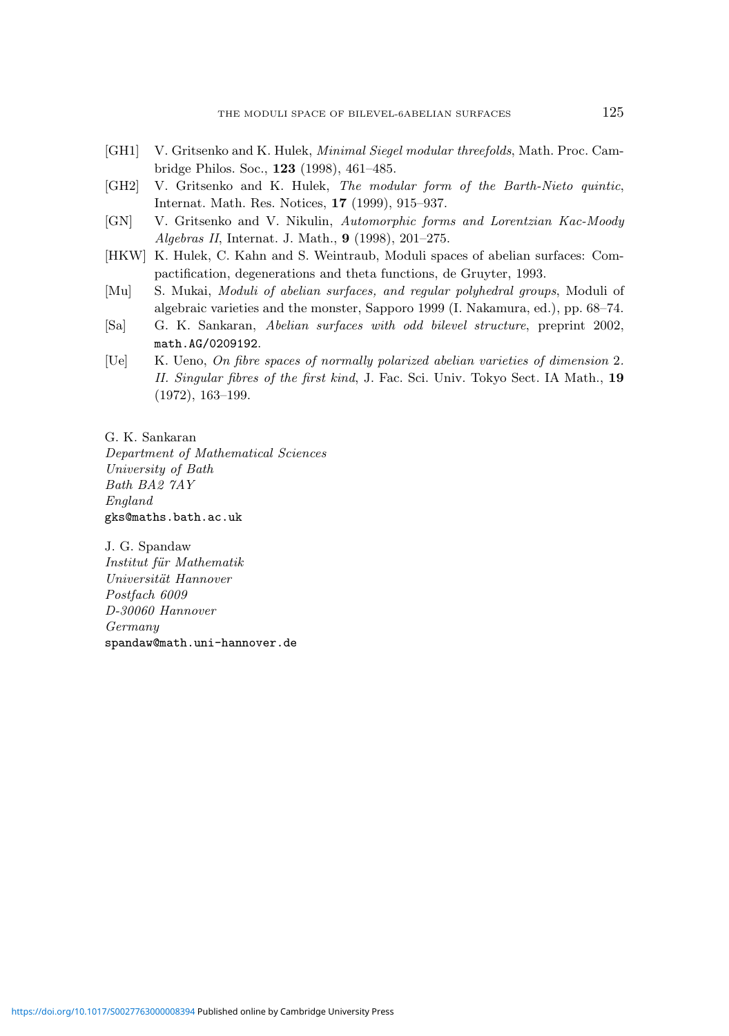[GH1] V. Gritsenko and K. Hulek, *Minimal Siegel modular threefolds*, Math. Proc. Cambridge Philos. Soc., **123** (1998), 461–485.

[GH2] V. Gritsenko and K. Hulek, *The modular form of the Barth-Nieto quintic*, Internat. Math. Res. Notices, **17** (1999), 915–937.

[GN] V. Gritsenko and V. Nikulin, *Automorphic forms and Lorentzian Kac-Moody Algebras II*, Internat. J. Math., **9** (1998), 201–275.

[HKW] K. Hulek, C. Kahn and S. Weintraub, Moduli spaces of abelian surfaces: Compactification, degenerations and theta functions, de Gruyter, 1993.

[Mu] S. Mukai, *Moduli of abelian surfaces, and regular polyhedral groups*, Moduli of algebraic varieties and the monster, Sapporo 1999 (I. Nakamura, ed.), pp. 68–74.

[Sa] G. K. Sankaran, *Abelian surfaces with odd bilevel structure*, preprint 2002, `math.AG/0209192`.

[Ue] K. Ueno, *On fibre spaces of normally polarized abelian varieties of dimension* 2. *II. Singular fibres of the first kind*, J. Fac. Sci. Univ. Tokyo Sect. IA Math., **19** (1972), 163–199.

G. K. Sankaran
*Department of Mathematical Sciences*
*University of Bath*
*Bath BA2 7AY*
*England*
`gks@maths.bath.ac.uk`

J. G. Spandaw
*Institut für Mathematik*
*Universität Hannover*
*Postfach 6009*
*D-30060 Hannover*
*Germany*
`spandaw@math.uni-hannover.de`